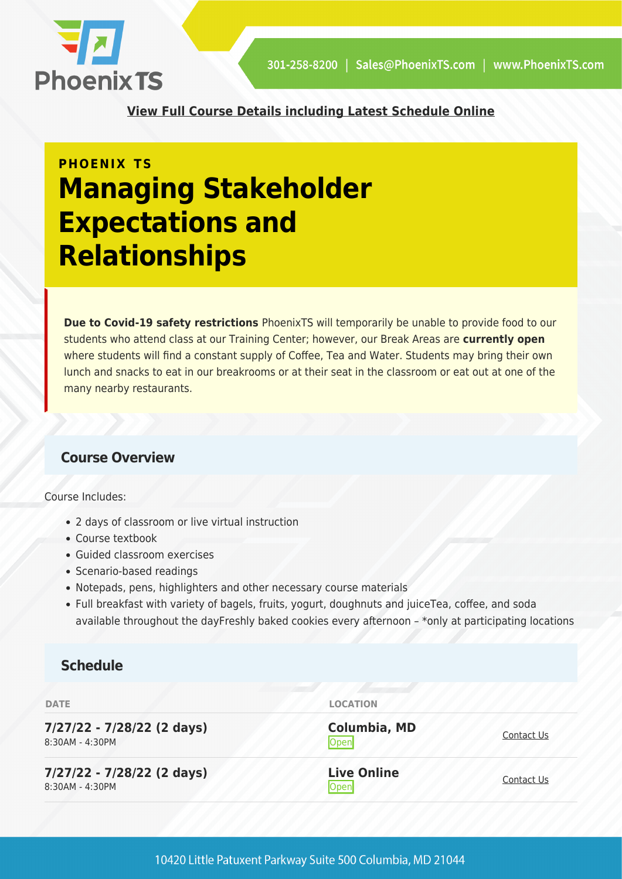**View Full Course Details including Latest Schedule Online**

PHOENIX TS

# Managing Stakeholder Expectations and Relationships

**Due to Covid-19 safety restrictions** PhoenixTS will temporarily be unable to provide food to our students who attend class at our Training Center; however, our Break Areas are **currently open** where students will find a constant supply of Coffee, Tea and Water. Students may bring their own lunch and snacks to eat in our breakrooms or at their seat in the classroom or eat out at one of the many nearby restaurants.

## Course Overview

Course Includes:

- 2 days of classroom or live virtual instruction
- Course textbook
- Guided classroom exercises
- Scenario-based readings
- Notepads, pens, highlighters and other necessary course materials
- Full breakfast with variety of bagels, fruits, yogurt, doughnuts and juiceTea, coffee, and soda available throughout the dayFreshly baked cookies every afternoon – *only at participating locations

## Schedule

| DATE | LOCATION | |
|---|---|---|
| **7/27/22 - 7/28/22 (2 days)** 8:30AM - 4:30PM | **Columbia, MD** Open | Contact Us |
| **7/27/22 - 7/28/22 (2 days)** 8:30AM - 4:30PM | **Live Online** Open | Contact Us |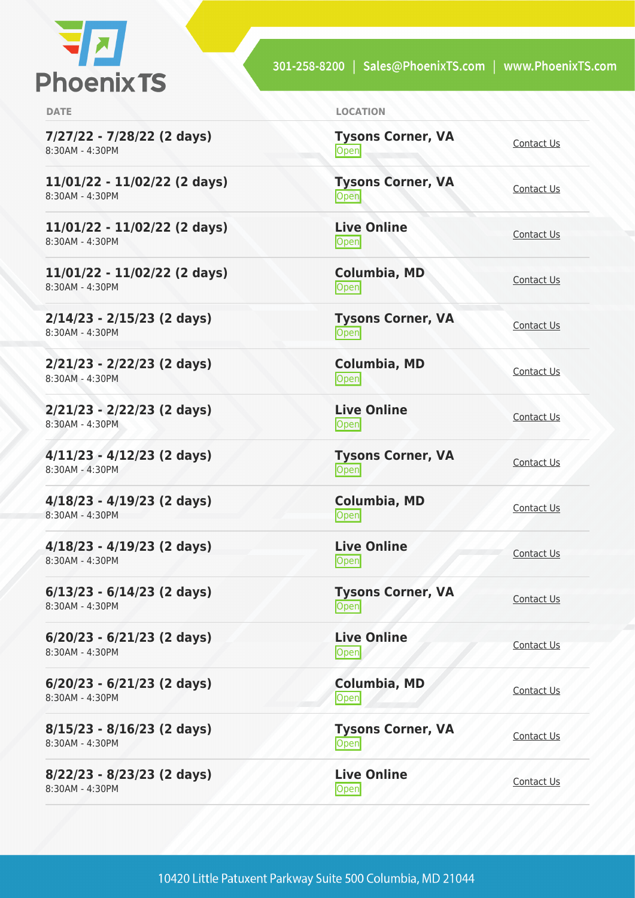| DATE | LOCATION | |
|---|---|---|
| **7/27/22 - 7/28/22 (2 days)**<br>8:30AM - 4:30PM | **Tysons Corner, VA**<br>Open | Contact Us |
| **11/01/22 - 11/02/22 (2 days)**<br>8:30AM - 4:30PM | **Tysons Corner, VA**<br>Open | Contact Us |
| **11/01/22 - 11/02/22 (2 days)**<br>8:30AM - 4:30PM | **Live Online**<br>Open | Contact Us |
| **11/01/22 - 11/02/22 (2 days)**<br>8:30AM - 4:30PM | **Columbia, MD**<br>Open | Contact Us |
| **2/14/23 - 2/15/23 (2 days)**<br>8:30AM - 4:30PM | **Tysons Corner, VA**<br>Open | Contact Us |
| **2/21/23 - 2/22/23 (2 days)**<br>8:30AM - 4:30PM | **Columbia, MD**<br>Open | Contact Us |
| **2/21/23 - 2/22/23 (2 days)**<br>8:30AM - 4:30PM | **Live Online**<br>Open | Contact Us |
| **4/11/23 - 4/12/23 (2 days)**<br>8:30AM - 4:30PM | **Tysons Corner, VA**<br>Open | Contact Us |
| **4/18/23 - 4/19/23 (2 days)**<br>8:30AM - 4:30PM | **Columbia, MD**<br>Open | Contact Us |
| **4/18/23 - 4/19/23 (2 days)**<br>8:30AM - 4:30PM | **Live Online**<br>Open | Contact Us |
| **6/13/23 - 6/14/23 (2 days)**<br>8:30AM - 4:30PM | **Tysons Corner, VA**<br>Open | Contact Us |
| **6/20/23 - 6/21/23 (2 days)**<br>8:30AM - 4:30PM | **Live Online**<br>Open | Contact Us |
| **6/20/23 - 6/21/23 (2 days)**<br>8:30AM - 4:30PM | **Columbia, MD**<br>Open | Contact Us |
| **8/15/23 - 8/16/23 (2 days)**<br>8:30AM - 4:30PM | **Tysons Corner, VA**<br>Open | Contact Us |
| **8/22/23 - 8/23/23 (2 days)**<br>8:30AM - 4:30PM | **Live Online**<br>Open | Contact Us |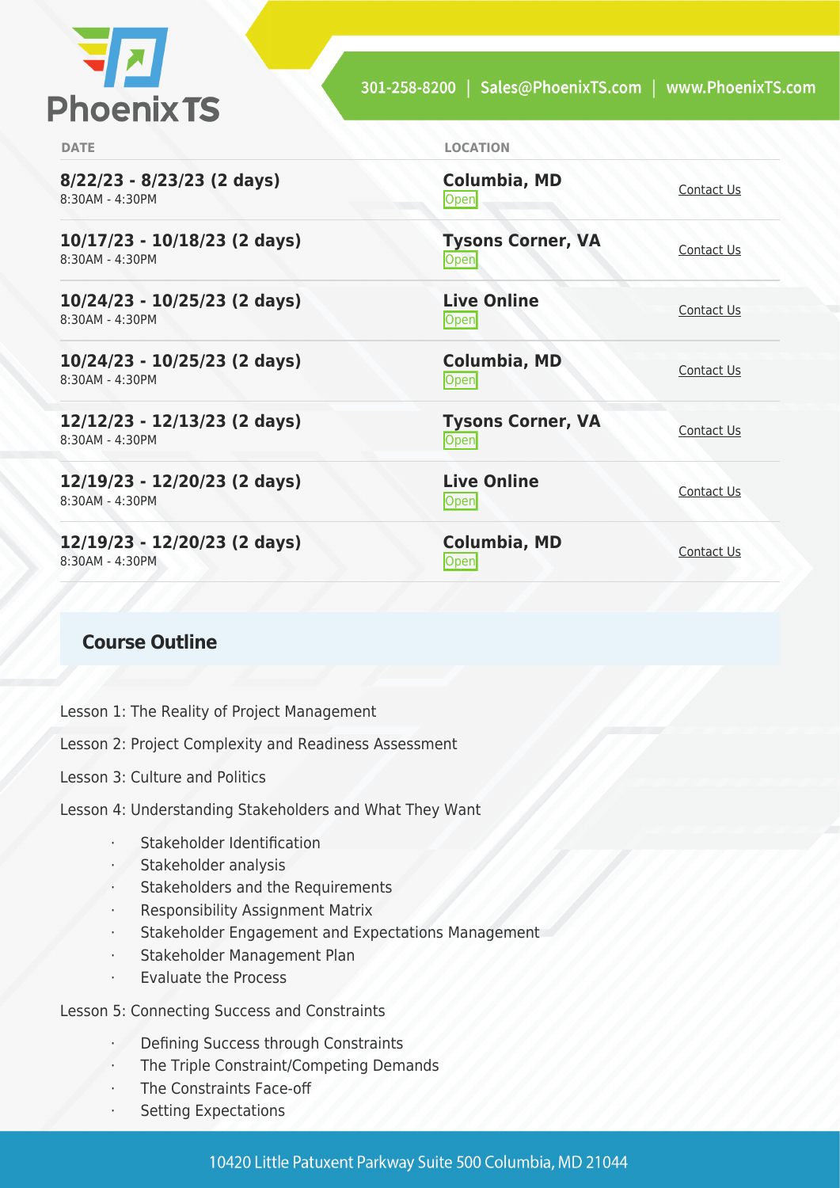| DATE | LOCATION | |
| --- | --- | --- |
| **8/22/23 - 8/23/23 (2 days)** 8:30AM - 4:30PM | **Columbia, MD** Open | Contact Us |
| **10/17/23 - 10/18/23 (2 days)** 8:30AM - 4:30PM | **Tysons Corner, VA** Open | Contact Us |
| **10/24/23 - 10/25/23 (2 days)** 8:30AM - 4:30PM | **Live Online** Open | Contact Us |
| **10/24/23 - 10/25/23 (2 days)** 8:30AM - 4:30PM | **Columbia, MD** Open | Contact Us |
| **12/12/23 - 12/13/23 (2 days)** 8:30AM - 4:30PM | **Tysons Corner, VA** Open | Contact Us |
| **12/19/23 - 12/20/23 (2 days)** 8:30AM - 4:30PM | **Live Online** Open | Contact Us |
| **12/19/23 - 12/20/23 (2 days)** 8:30AM - 4:30PM | **Columbia, MD** Open | Contact Us |

## Course Outline

Lesson 1: The Reality of Project Management

Lesson 2: Project Complexity and Readiness Assessment

Lesson 3: Culture and Politics

Lesson 4: Understanding Stakeholders and What They Want

- Stakeholder Identification
- Stakeholder analysis
- Stakeholders and the Requirements
- Responsibility Assignment Matrix
- Stakeholder Engagement and Expectations Management
- Stakeholder Management Plan
- Evaluate the Process

Lesson 5: Connecting Success and Constraints

- Defining Success through Constraints
- The Triple Constraint/Competing Demands
- The Constraints Face-off
- Setting Expectations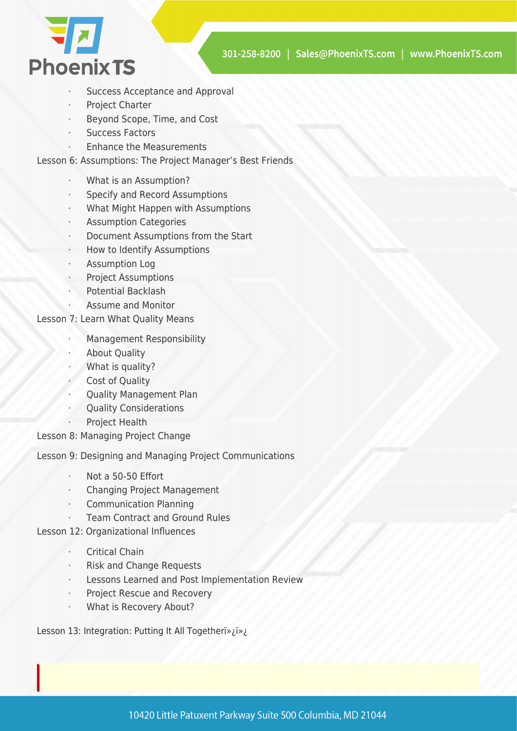- Success Acceptance and Approval
- Project Charter
- Beyond Scope, Time, and Cost
- Success Factors
- Enhance the Measurements

Lesson 6: Assumptions: The Project Manager's Best Friends

- What is an Assumption?
- Specify and Record Assumptions
- What Might Happen with Assumptions
- Assumption Categories
- Document Assumptions from the Start
- How to Identify Assumptions
- Assumption Log
- Project Assumptions
- Potential Backlash
- Assume and Monitor

Lesson 7: Learn What Quality Means

- Management Responsibility
- About Quality
- What is quality?
- Cost of Quality
- Quality Management Plan
- Quality Considerations
- Project Health

Lesson 8: Managing Project Change

Lesson 9: Designing and Managing Project Communications

- Not a 50-50 Effort
- Changing Project Management
- Communication Planning
- Team Contract and Ground Rules

Lesson 12: Organizational Influences

- Critical Chain
- Risk and Change Requests
- Lessons Learned and Post Implementation Review
- Project Rescue and Recovery
- What is Recovery About?

Lesson 13: Integration: Putting It All Togetherï»¿ï»¿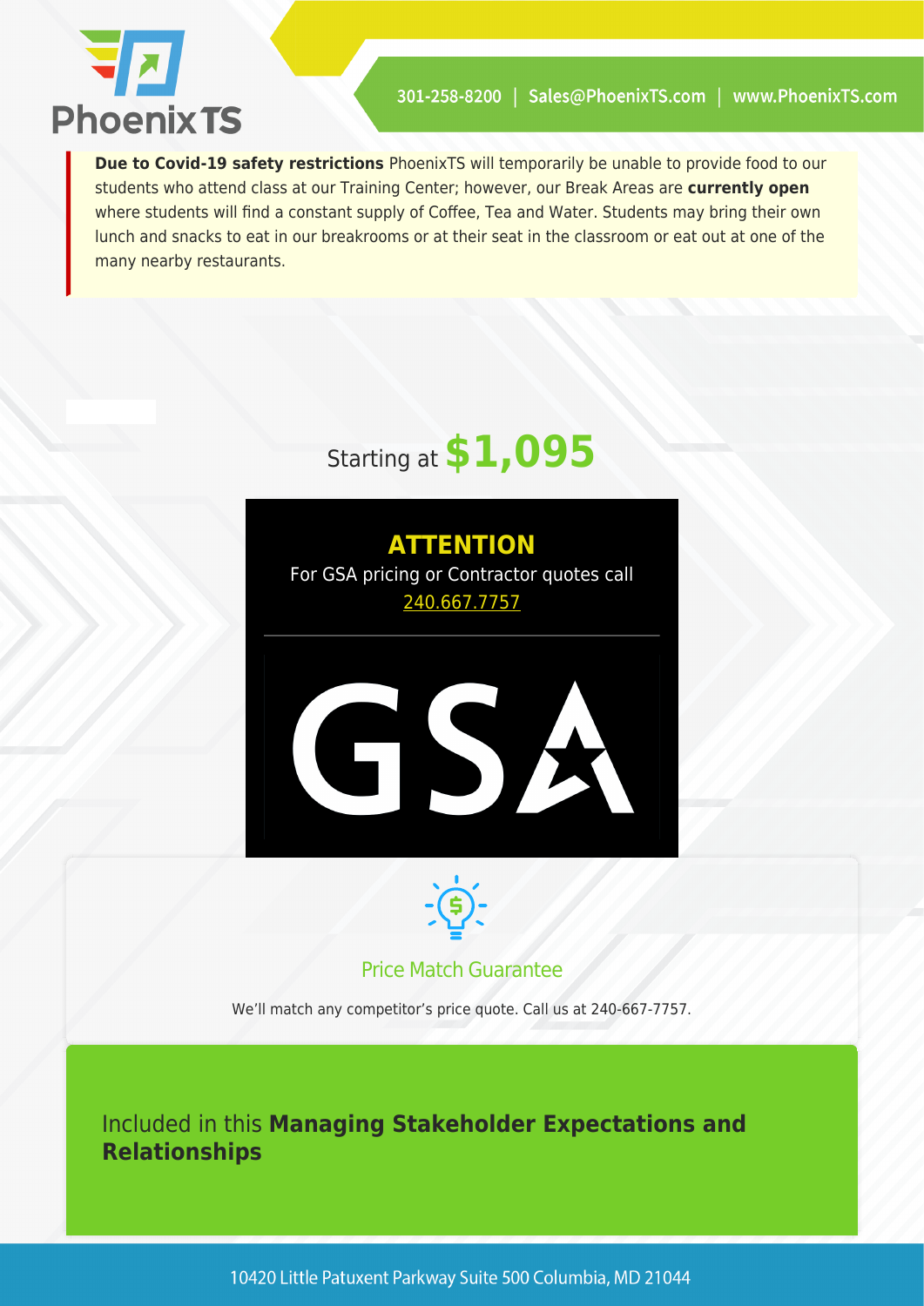**Due to Covid-19 safety restrictions** PhoenixTS will temporarily be unable to provide food to our students who attend class at our Training Center; however, our Break Areas are **currently open** where students will find a constant supply of Coffee, Tea and Water. Students may bring their own lunch and snacks to eat in our breakrooms or at their seat in the classroom or eat out at one of the many nearby restaurants.

Starting at **$1,095**

**ATTENTION**

For GSA pricing or Contractor quotes call 240.667.7757

GSA

## Price Match Guarantee

We'll match any competitor's price quote. Call us at 240-667-7757.

## Included in this **Managing Stakeholder Expectations and Relationships**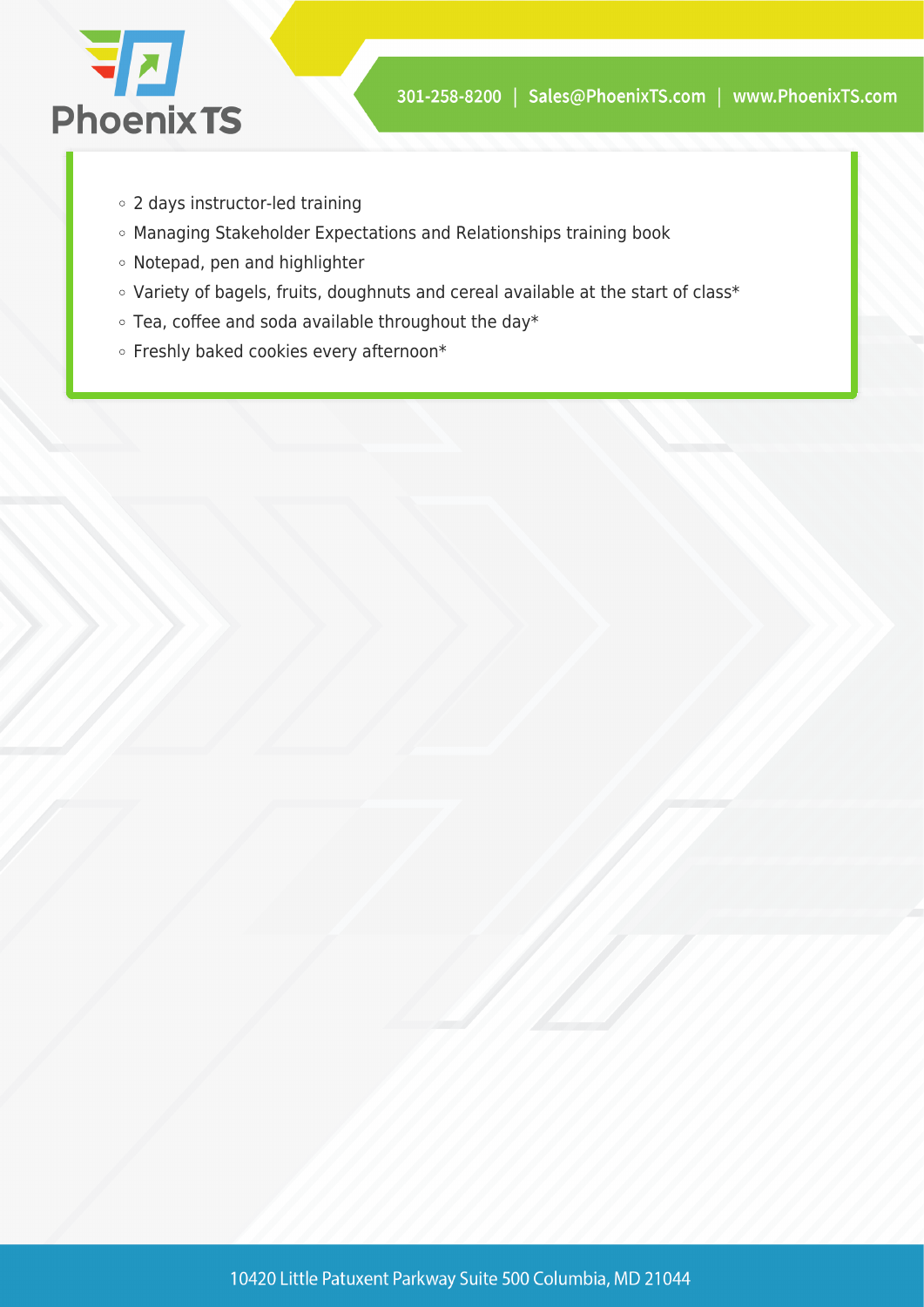- 2 days instructor-led training
- Managing Stakeholder Expectations and Relationships training book
- Notepad, pen and highlighter
- Variety of bagels, fruits, doughnuts and cereal available at the start of class*
- Tea, coffee and soda available throughout the day*
- Freshly baked cookies every afternoon*